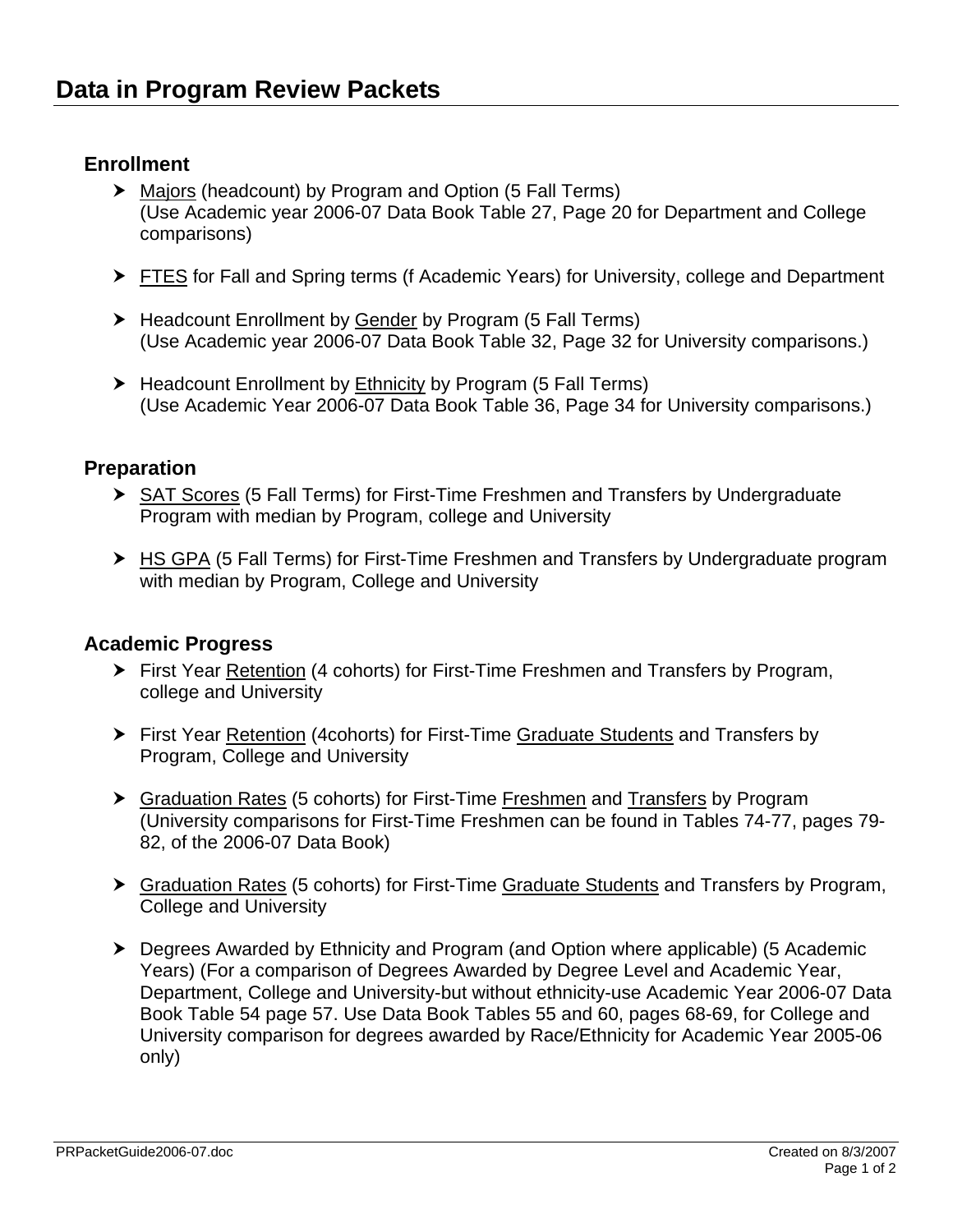# Data in Program Review Packets

## Enrollment

- Majors (headcount) by Program and Option (5 Fall Terms) (Use Academic year 2006-07 Data Book Table 27, Page 20 for Department and College comparisons)
- FTES for Fall and Spring terms (f Academic Years) for University, college and Department
- Headcount Enrollment by Gender by Program (5 Fall Terms) (Use Academic year 2006-07 Data Book Table 32, Page 32 for University comparisons.)
- Headcount Enrollment by Ethnicity by Program (5 Fall Terms) (Use Academic Year 2006-07 Data Book Table 36, Page 34 for University comparisons.)

## Preparation

- SAT Scores (5 Fall Terms) for First-Time Freshmen and Transfers by Undergraduate Program with median by Program, college and University
- HS GPA (5 Fall Terms) for First-Time Freshmen and Transfers by Undergraduate program with median by Program, College and University

## Academic Progress

- First Year Retention (4 cohorts) for First-Time Freshmen and Transfers by Program, college and University
- First Year Retention (4cohorts) for First-Time Graduate Students and Transfers by Program, College and University
- Graduation Rates (5 cohorts) for First-Time Freshmen and Transfers by Program (University comparisons for First-Time Freshmen can be found in Tables 74-77, pages 79-82, of the 2006-07 Data Book)
- Graduation Rates (5 cohorts) for First-Time Graduate Students and Transfers by Program, College and University
- Degrees Awarded by Ethnicity and Program (and Option where applicable) (5 Academic Years) (For a comparison of Degrees Awarded by Degree Level and Academic Year, Department, College and University-but without ethnicity-use Academic Year 2006-07 Data Book Table 54 page 57. Use Data Book Tables 55 and 60, pages 68-69, for College and University comparison for degrees awarded by Race/Ethnicity for Academic Year 2005-06 only)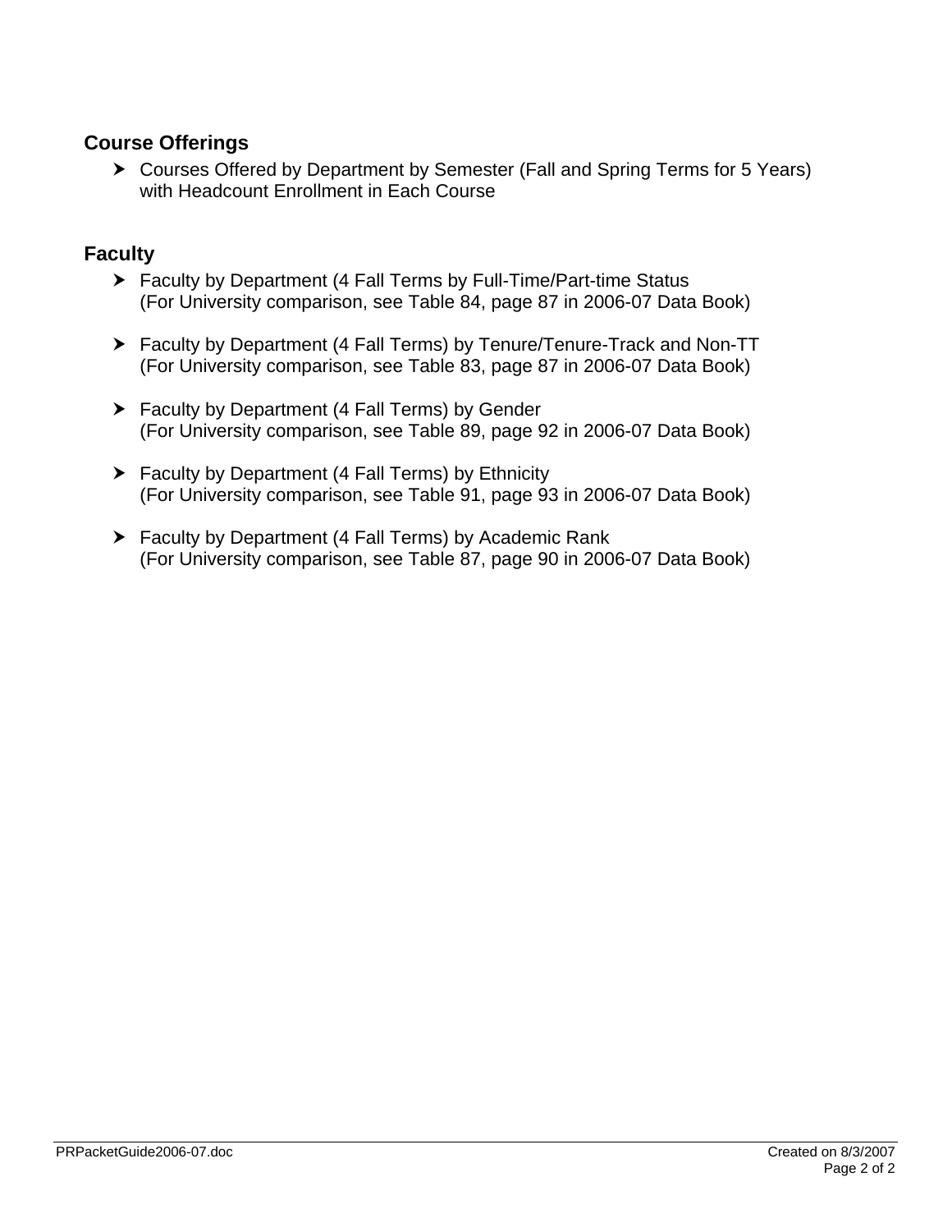## Course Offerings

- Courses Offered by Department by Semester (Fall and Spring Terms for 5 Years) with Headcount Enrollment in Each Course

## Faculty

- Faculty by Department (4 Fall Terms by Full-Time/Part-time Status
  (For University comparison, see Table 84, page 87 in 2006-07 Data Book)

- Faculty by Department (4 Fall Terms) by Tenure/Tenure-Track and Non-TT
  (For University comparison, see Table 83, page 87 in 2006-07 Data Book)

- Faculty by Department (4 Fall Terms) by Gender
  (For University comparison, see Table 89, page 92 in 2006-07 Data Book)

- Faculty by Department (4 Fall Terms) by Ethnicity
  (For University comparison, see Table 91, page 93 in 2006-07 Data Book)

- Faculty by Department (4 Fall Terms) by Academic Rank
  (For University comparison, see Table 87, page 90 in 2006-07 Data Book)